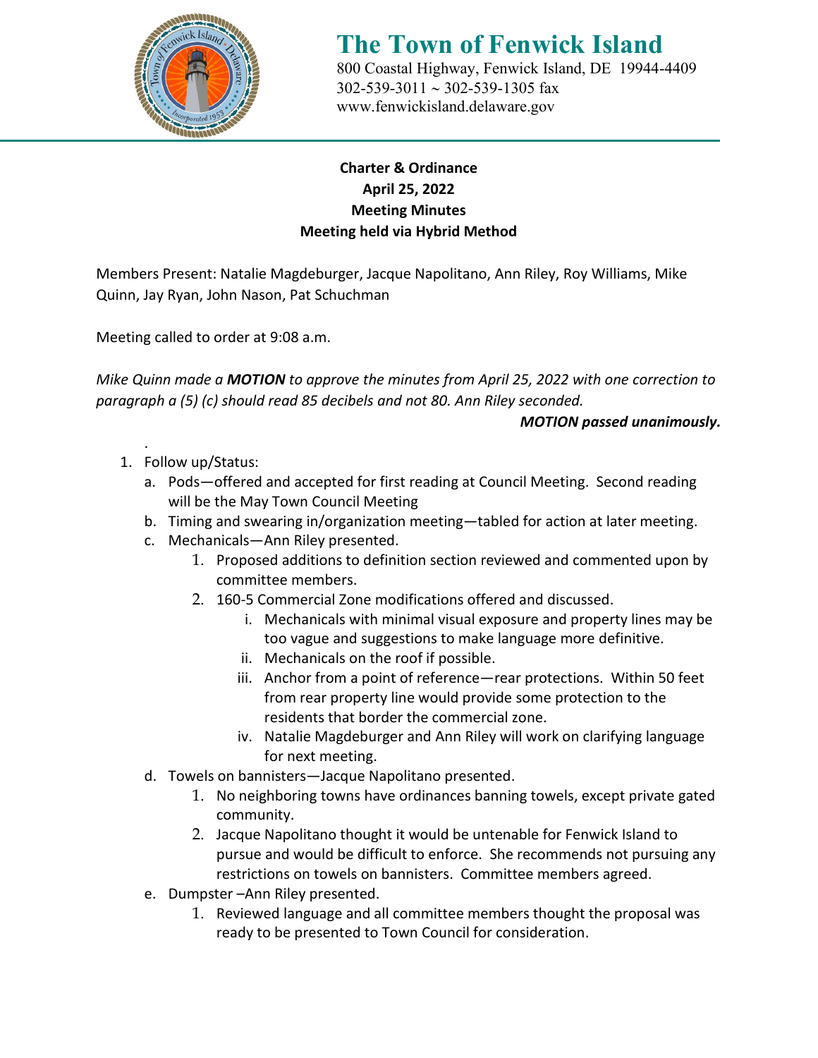# The Town of Fenwick Island

800 Coastal Highway, Fenwick Island, DE 19944-4409
302-539-3011 ~ 302-539-1305 fax
www.fenwickisland.delaware.gov

**Charter & Ordinance**
**April 25, 2022**
**Meeting Minutes**
**Meeting held via Hybrid Method**

Members Present: Natalie Magdeburger, Jacque Napolitano, Ann Riley, Roy Williams, Mike Quinn, Jay Ryan, John Nason, Pat Schuchman

Meeting called to order at 9:08 a.m.

*Mike Quinn made a **MOTION** to approve the minutes from April 25, 2022 with one correction to paragraph a (5) (c) should read 85 decibels and not 80. Ann Riley seconded.*

***MOTION passed unanimously.***

1. Follow up/Status:
   a. Pods—offered and accepted for first reading at Council Meeting. Second reading will be the May Town Council Meeting
   b. Timing and swearing in/organization meeting—tabled for action at later meeting.
   c. Mechanicals—Ann Riley presented.
      1. Proposed additions to definition section reviewed and commented upon by committee members.
      2. 160-5 Commercial Zone modifications offered and discussed.
         i. Mechanicals with minimal visual exposure and property lines may be too vague and suggestions to make language more definitive.
         ii. Mechanicals on the roof if possible.
         iii. Anchor from a point of reference—rear protections. Within 50 feet from rear property line would provide some protection to the residents that border the commercial zone.
         iv. Natalie Magdeburger and Ann Riley will work on clarifying language for next meeting.
   d. Towels on bannisters—Jacque Napolitano presented.
      1. No neighboring towns have ordinances banning towels, except private gated community.
      2. Jacque Napolitano thought it would be untenable for Fenwick Island to pursue and would be difficult to enforce. She recommends not pursuing any restrictions on towels on bannisters. Committee members agreed.
   e. Dumpster –Ann Riley presented.
      1. Reviewed language and all committee members thought the proposal was ready to be presented to Town Council for consideration.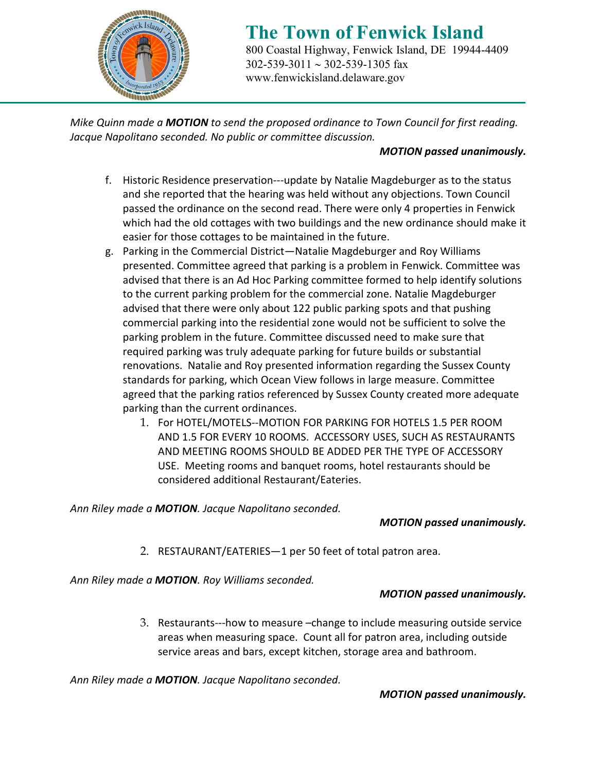*Mike Quinn made a **MOTION** to send the proposed ordinance to Town Council for first reading. Jacque Napolitano seconded. No public or committee discussion.*

***MOTION passed unanimously.***

f. Historic Residence preservation---update by Natalie Magdeburger as to the status and she reported that the hearing was held without any objections. Town Council passed the ordinance on the second read. There were only 4 properties in Fenwick which had the old cottages with two buildings and the new ordinance should make it easier for those cottages to be maintained in the future.

g. Parking in the Commercial District—Natalie Magdeburger and Roy Williams presented. Committee agreed that parking is a problem in Fenwick. Committee was advised that there is an Ad Hoc Parking committee formed to help identify solutions to the current parking problem for the commercial zone. Natalie Magdeburger advised that there were only about 122 public parking spots and that pushing commercial parking into the residential zone would not be sufficient to solve the parking problem in the future. Committee discussed need to make sure that required parking was truly adequate parking for future builds or substantial renovations. Natalie and Roy presented information regarding the Sussex County standards for parking, which Ocean View follows in large measure. Committee agreed that the parking ratios referenced by Sussex County created more adequate parking than the current ordinances.

1. For HOTEL/MOTELS--MOTION FOR PARKING FOR HOTELS 1.5 PER ROOM AND 1.5 FOR EVERY 10 ROOMS. ACCESSORY USES, SUCH AS RESTAURANTS AND MEETING ROOMS SHOULD BE ADDED PER THE TYPE OF ACCESSORY USE. Meeting rooms and banquet rooms, hotel restaurants should be considered additional Restaurant/Eateries.

*Ann Riley made a **MOTION**. Jacque Napolitano seconded.*

***MOTION passed unanimously.***

2. RESTAURANT/EATERIES—1 per 50 feet of total patron area.

*Ann Riley made a **MOTION**. Roy Williams seconded.*

***MOTION passed unanimously.***

3. Restaurants---how to measure –change to include measuring outside service areas when measuring space. Count all for patron area, including outside service areas and bars, except kitchen, storage area and bathroom.

*Ann Riley made a **MOTION**. Jacque Napolitano seconded.*

***MOTION passed unanimously.***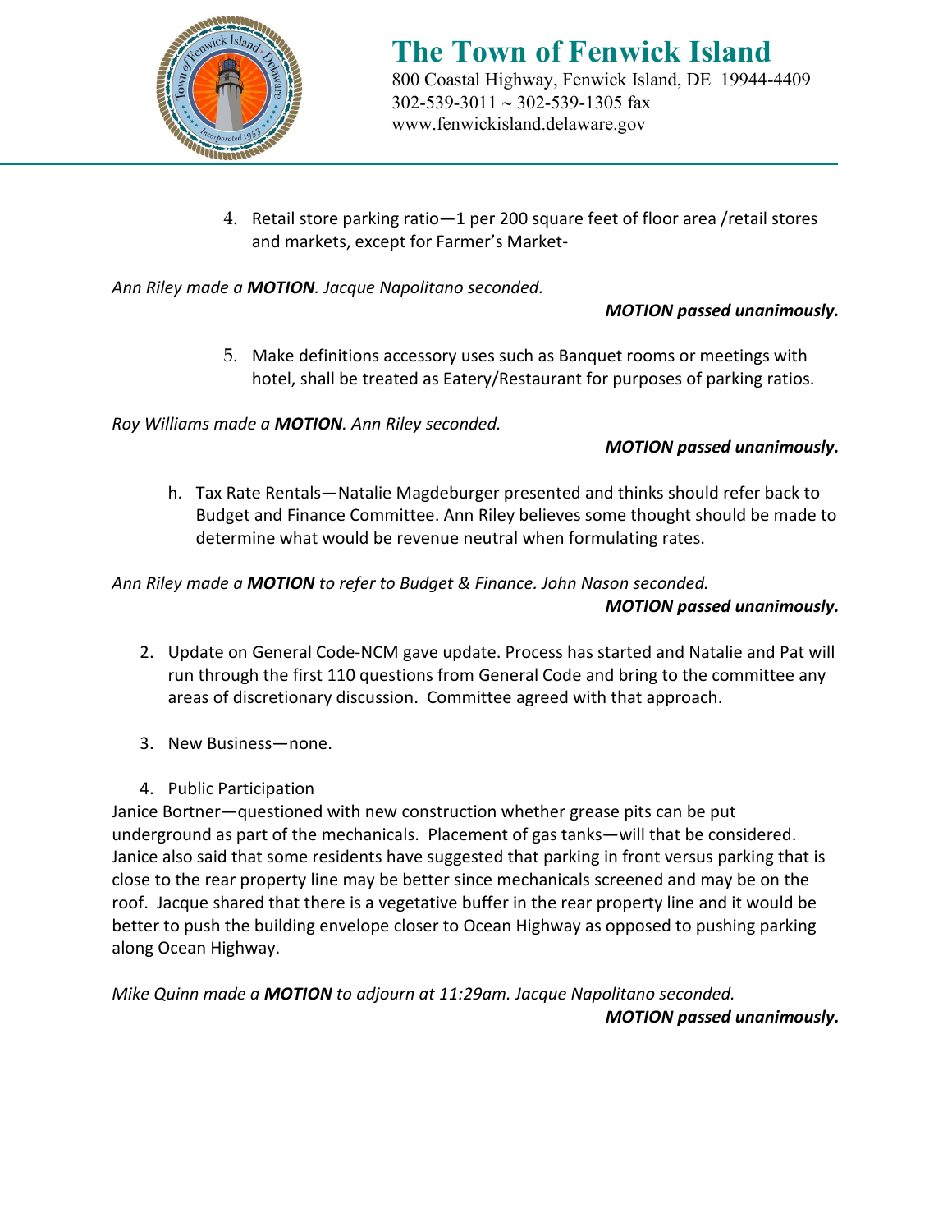4. Retail store parking ratio—1 per 200 square feet of floor area /retail stores and markets, except for Farmer's Market-

*Ann Riley made a **MOTION**. Jacque Napolitano seconded.*

***MOTION passed unanimously.***

5. Make definitions accessory uses such as Banquet rooms or meetings with hotel, shall be treated as Eatery/Restaurant for purposes of parking ratios.

*Roy Williams made a **MOTION**. Ann Riley seconded.*

***MOTION passed unanimously.***

h. Tax Rate Rentals—Natalie Magdeburger presented and thinks should refer back to Budget and Finance Committee. Ann Riley believes some thought should be made to determine what would be revenue neutral when formulating rates.

*Ann Riley made a **MOTION** to refer to Budget & Finance. John Nason seconded.*

***MOTION passed unanimously.***

2. Update on General Code-NCM gave update. Process has started and Natalie and Pat will run through the first 110 questions from General Code and bring to the committee any areas of discretionary discussion. Committee agreed with that approach.

3. New Business—none.

4. Public Participation

Janice Bortner—questioned with new construction whether grease pits can be put underground as part of the mechanicals. Placement of gas tanks—will that be considered. Janice also said that some residents have suggested that parking in front versus parking that is close to the rear property line may be better since mechanicals screened and may be on the roof. Jacque shared that there is a vegetative buffer in the rear property line and it would be better to push the building envelope closer to Ocean Highway as opposed to pushing parking along Ocean Highway.

*Mike Quinn made a **MOTION** to adjourn at 11:29am. Jacque Napolitano seconded.*

***MOTION passed unanimously.***